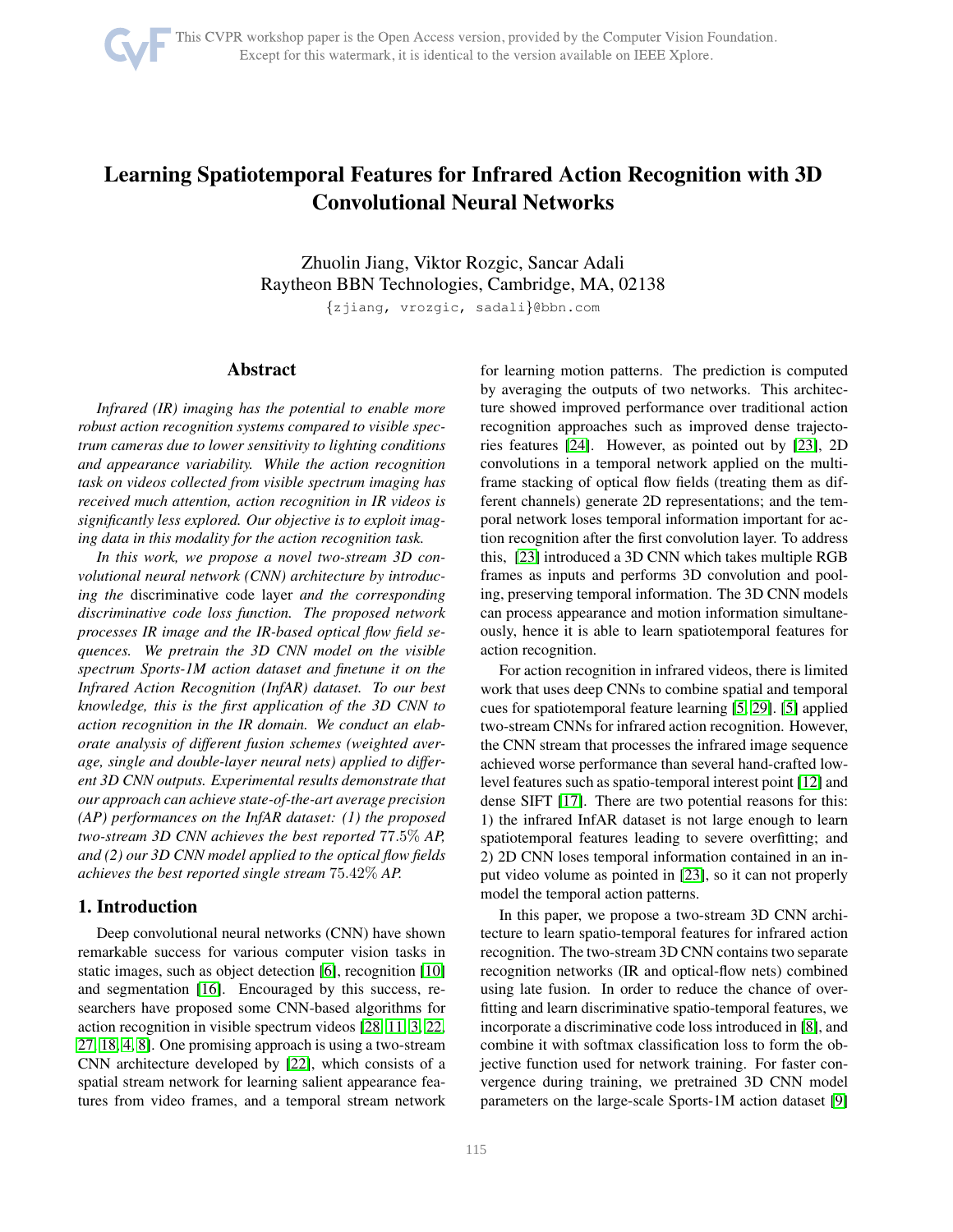# Learning Spatiotemporal Features for Infrared Action Recognition with 3D Convolutional Neural Networks

Zhuolin Jiang, Viktor Rozgic, Sancar Adali
Raytheon BBN Technologies, Cambridge, MA, 02138

{zjiang, vrozgic, sadali}@bbn.com

## Abstract

*Infrared (IR) imaging has the potential to enable more robust action recognition systems compared to visible spectrum cameras due to lower sensitivity to lighting conditions and appearance variability. While the action recognition task on videos collected from visible spectrum imaging has received much attention, action recognition in IR videos is significantly less explored. Our objective is to exploit imaging data in this modality for the action recognition task.*

*In this work, we propose a novel two-stream 3D convolutional neural network (CNN) architecture by introducing the* discriminative code layer *and the corresponding discriminative code loss function. The proposed network processes IR image and the IR-based optical flow field sequences. We pretrain the 3D CNN model on the visible spectrum Sports-1M action dataset and finetune it on the Infrared Action Recognition (InfAR) dataset. To our best knowledge, this is the first application of the 3D CNN to action recognition in the IR domain. We conduct an elaborate analysis of different fusion schemes (weighted average, single and double-layer neural nets) applied to different 3D CNN outputs. Experimental results demonstrate that our approach can achieve state-of-the-art average precision (AP) performances on the InfAR dataset: (1) the proposed two-stream 3D CNN achieves the best reported* $77.5\%$ *AP, and (2) our 3D CNN model applied to the optical flow fields achieves the best reported single stream* $75.42\%$ *AP.*

## 1. Introduction

Deep convolutional neural networks (CNN) have shown remarkable success for various computer vision tasks in static images, such as object detection [6], recognition [10] and segmentation [16]. Encouraged by this success, researchers have proposed some CNN-based algorithms for action recognition in visible spectrum videos [28, 11, 3, 22, 27, 18, 4, 8]. One promising approach is using a two-stream CNN architecture developed by [22], which consists of a spatial stream network for learning salient appearance features from video frames, and a temporal stream network for learning motion patterns. The prediction is computed by averaging the outputs of two networks. This architecture showed improved performance over traditional action recognition approaches such as improved dense trajectories features [24]. However, as pointed out by [23], 2D convolutions in a temporal network applied on the multi-frame stacking of optical flow fields (treating them as different channels) generate 2D representations; and the temporal network loses temporal information important for action recognition after the first convolution layer. To address this, [23] introduced a 3D CNN which takes multiple RGB frames as inputs and performs 3D convolution and pooling, preserving temporal information. The 3D CNN models can process appearance and motion information simultaneously, hence it is able to learn spatiotemporal features for action recognition.

For action recognition in infrared videos, there is limited work that uses deep CNNs to combine spatial and temporal cues for spatiotemporal feature learning [5, 29]. [5] applied two-stream CNNs for infrared action recognition. However, the CNN stream that processes the infrared image sequence achieved worse performance than several hand-crafted low-level features such as spatio-temporal interest point [12] and dense SIFT [17]. There are two potential reasons for this: 1) the infrared InfAR dataset is not large enough to learn spatiotemporal features leading to severe overfitting; and 2) 2D CNN loses temporal information contained in an input video volume as pointed in [23], so it can not properly model the temporal action patterns.

In this paper, we propose a two-stream 3D CNN architecture to learn spatio-temporal features for infrared action recognition. The two-stream 3D CNN contains two separate recognition networks (IR and optical-flow nets) combined using late fusion. In order to reduce the chance of overfitting and learn discriminative spatio-temporal features, we incorporate a discriminative code loss introduced in [8], and combine it with softmax classification loss to form the objective function used for network training. For faster convergence during training, we pretrained 3D CNN model parameters on the large-scale Sports-1M action dataset [9]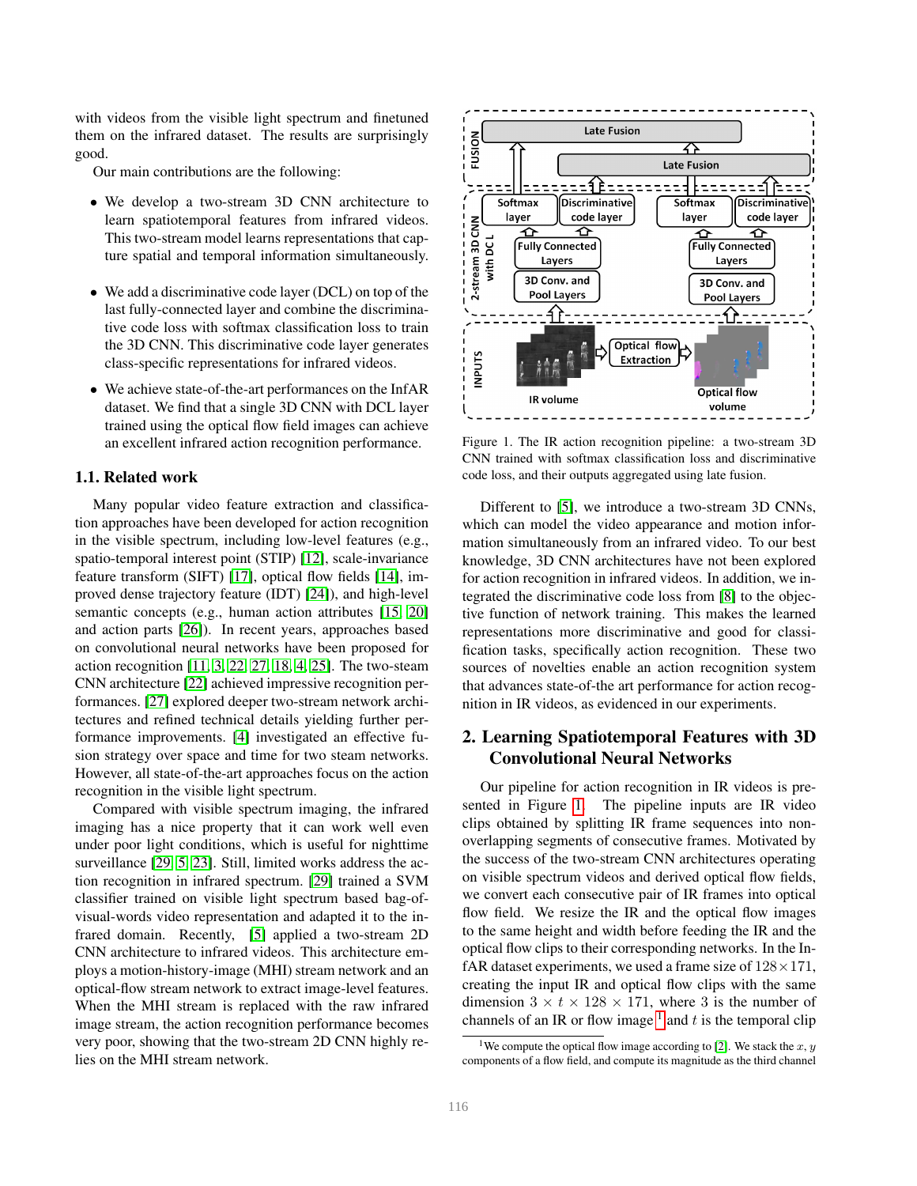with videos from the visible light spectrum and finetuned them on the infrared dataset. The results are surprisingly good.

Our main contributions are the following:

- We develop a two-stream 3D CNN architecture to learn spatiotemporal features from infrared videos. This two-stream model learns representations that capture spatial and temporal information simultaneously.
- We add a discriminative code layer (DCL) on top of the last fully-connected layer and combine the discriminative code loss with softmax classification loss to train the 3D CNN. This discriminative code layer generates class-specific representations for infrared videos.
- We achieve state-of-the-art performances on the InfAR dataset. We find that a single 3D CNN with DCL layer trained using the optical flow field images can achieve an excellent infrared action recognition performance.

### 1.1. Related work

Many popular video feature extraction and classification approaches have been developed for action recognition in the visible spectrum, including low-level features (e.g., spatio-temporal interest point (STIP) [12], scale-invariance feature transform (SIFT) [17], optical flow fields [14], improved dense trajectory feature (IDT) [24]), and high-level semantic concepts (e.g., human action attributes [15, 20] and action parts [26]). In recent years, approaches based on convolutional neural networks have been proposed for action recognition [11, 3, 22, 27, 18, 4, 25]. The two-steam CNN architecture [22] achieved impressive recognition performances. [27] explored deeper two-stream network architectures and refined technical details yielding further performance improvements. [4] investigated an effective fusion strategy over space and time for two steam networks. However, all state-of-the-art approaches focus on the action recognition in the visible light spectrum.

Compared with visible spectrum imaging, the infrared imaging has a nice property that it can work well even under poor light conditions, which is useful for nighttime surveillance [29, 5, 23]. Still, limited works address the action recognition in infrared spectrum. [29] trained a SVM classifier trained on visible light spectrum based bag-of-visual-words video representation and adapted it to the infrared domain. Recently, [5] applied a two-stream 2D CNN architecture to infrared videos. This architecture employs a motion-history-image (MHI) stream network and an optical-flow stream network to extract image-level features. When the MHI stream is replaced with the raw infrared image stream, the action recognition performance becomes very poor, showing that the two-stream 2D CNN highly relies on the MHI stream network.

Figure 1. The IR action recognition pipeline: a two-stream 3D CNN trained with softmax classification loss and discriminative code loss, and their outputs aggregated using late fusion.

Different to [5], we introduce a two-stream 3D CNNs, which can model the video appearance and motion information simultaneously from an infrared video. To our best knowledge, 3D CNN architectures have not been explored for action recognition in infrared videos. In addition, we integrated the discriminative code loss from [8] to the objective function of network training. This makes the learned representations more discriminative and good for classification tasks, specifically action recognition. These two sources of novelties enable an action recognition system that advances state-of-the art performance for action recognition in IR videos, as evidenced in our experiments.

## 2. Learning Spatiotemporal Features with 3D Convolutional Neural Networks

Our pipeline for action recognition in IR videos is presented in Figure 1. The pipeline inputs are IR video clips obtained by splitting IR frame sequences into non-overlapping segments of consecutive frames. Motivated by the success of the two-stream CNN architectures operating on visible spectrum videos and derived optical flow fields, we convert each consecutive pair of IR frames into optical flow field. We resize the IR and the optical flow images to the same height and width before feeding the IR and the optical flow clips to their corresponding networks. In the InfAR dataset experiments, we used a frame size of $128 \times 171$, creating the input IR and optical flow clips with the same dimension $3 \times t \times 128 \times 171$, where 3 is the number of channels of an IR or flow image [1] and $t$ is the temporal clip

[1] We compute the optical flow image according to [2]. We stack the $x$, $y$ components of a flow field, and compute its magnitude as the third channel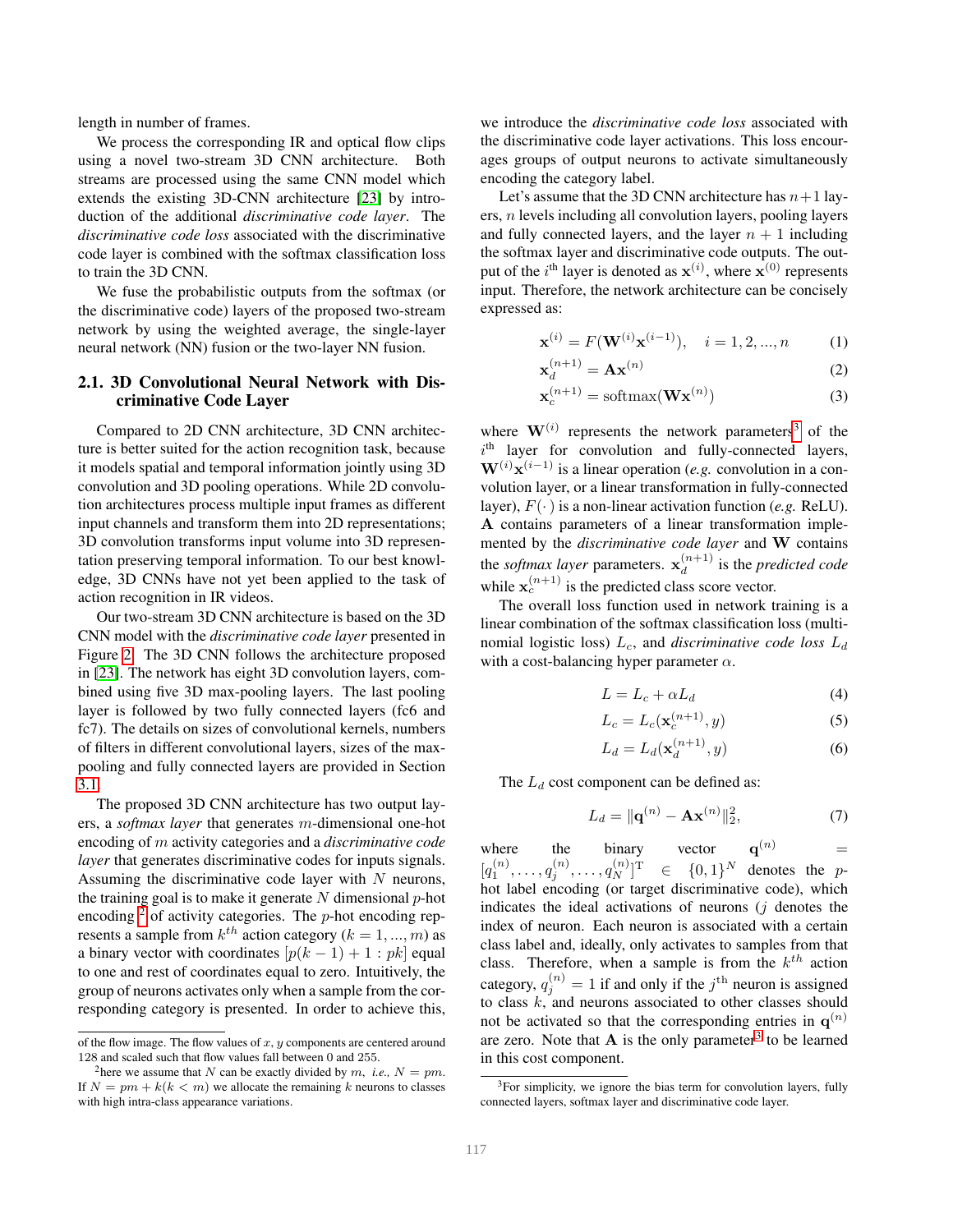length in number of frames.

We process the corresponding IR and optical flow clips using a novel two-stream 3D CNN architecture. Both streams are processed using the same CNN model which extends the existing 3D-CNN architecture [23] by introduction of the additional *discriminative code layer*. The *discriminative code loss* associated with the discriminative code layer is combined with the softmax classification loss to train the 3D CNN.

We fuse the probabilistic outputs from the softmax (or the discriminative code) layers of the proposed two-stream network by using the weighted average, the single-layer neural network (NN) fusion or the two-layer NN fusion.

## 2.1. 3D Convolutional Neural Network with Discriminative Code Layer

Compared to 2D CNN architecture, 3D CNN architecture is better suited for the action recognition task, because it models spatial and temporal information jointly using 3D convolution and 3D pooling operations. While 2D convolution architectures process multiple input frames as different input channels and transform them into 2D representations; 3D convolution transforms input volume into 3D representation preserving temporal information. To our best knowledge, 3D CNNs have not yet been applied to the task of action recognition in IR videos.

Our two-stream 3D CNN architecture is based on the 3D CNN model with the *discriminative code layer* presented in Figure 2. The 3D CNN follows the architecture proposed in [23]. The network has eight 3D convolution layers, combined using five 3D max-pooling layers. The last pooling layer is followed by two fully connected layers (fc6 and fc7). The details on sizes of convolutional kernels, numbers of filters in different convolutional layers, sizes of the max-pooling and fully connected layers are provided in Section 3.1.

The proposed 3D CNN architecture has two output layers, a *softmax layer* that generates $m$-dimensional one-hot encoding of $m$ activity categories and a *discriminative code layer* that generates discriminative codes for inputs signals. Assuming the discriminative code layer with $N$ neurons, the training goal is to make it generate $N$ dimensional $p$-hot encoding [2] of activity categories. The $p$-hot encoding represents a sample from $k^{th}$ action category ($k = 1, ..., m$) as a binary vector with coordinates $[p(k-1)+1 : pk]$ equal to one and rest of coordinates equal to zero. Intuitively, the group of neurons activates only when a sample from the corresponding category is presented. In order to achieve this, we introduce the *discriminative code loss* associated with the discriminative code layer activations. This loss encourages groups of output neurons to activate simultaneously encoding the category label.

Let's assume that the 3D CNN architecture has $n+1$ layers, $n$ levels including all convolution layers, pooling layers and fully connected layers, and the layer $n+1$ including the softmax layer and discriminative code outputs. The output of the $i^{\text{th}}$ layer is denoted as $\mathbf{x}^{(i)}$, where $\mathbf{x}^{(0)}$ represents input. Therefore, the network architecture can be concisely expressed as:

$$\mathbf{x}^{(i)} = F(\mathbf{W}^{(i)}\mathbf{x}^{(i-1)}), \quad i = 1, 2, ..., n \tag{1}$$

$$\mathbf{x}_d^{(n+1)} = \mathbf{A}\mathbf{x}^{(n)} \tag{2}$$

$$\mathbf{x}_c^{(n+1)} = \text{softmax}(\mathbf{W}\mathbf{x}^{(n)}) \tag{3}$$

where $\mathbf{W}^{(i)}$ represents the network parameters [3] of the $i^{\text{th}}$ layer for convolution and fully-connected layers, $\mathbf{W}^{(i)}\mathbf{x}^{(i-1)}$ is a linear operation (*e.g.* convolution in a convolution layer, or a linear transformation in fully-connected layer), $F(\cdot)$ is a non-linear activation function (*e.g.* ReLU). $\mathbf{A}$ contains parameters of a linear transformation implemented by the *discriminative code layer* and $\mathbf{W}$ contains the *softmax layer* parameters. $\mathbf{x}_d^{(n+1)}$ is the *predicted code* while $\mathbf{x}_c^{(n+1)}$ is the predicted class score vector.

The overall loss function used in network training is a linear combination of the softmax classification loss (multinomial logistic loss) $L_c$, and *discriminative code loss* $L_d$ with a cost-balancing hyper parameter $\alpha$.

$$L = L_c + \alpha L_d \tag{4}$$

$$L_c = L_c(\mathbf{x}_c^{(n+1)}, y) \tag{5}$$

$$L_d = L_d(\mathbf{x}_d^{(n+1)}, y) \tag{6}$$

The $L_d$ cost component can be defined as:

$$L_d = \|\mathbf{q}^{(n)} - \mathbf{A}\mathbf{x}^{(n)}\|_2^2, \tag{7}$$

where the binary vector $\mathbf{q}^{(n)} = [q_1^{(n)}, \ldots, q_j^{(n)}, \ldots, q_N^{(n)}]^{\text{T}} \in \{0,1\}^N$ denotes the $p$-hot label encoding (or target discriminative code), which indicates the ideal activations of neurons ($j$ denotes the index of neuron. Each neuron is associated with a certain class label and, ideally, only activates to samples from that class. Therefore, when a sample is from the $k^{th}$ action category, $q_j^{(n)} = 1$ if and only if the $j^{\text{th}}$ neuron is assigned to class $k$, and neurons associated to other classes should not be activated so that the corresponding entries in $\mathbf{q}^{(n)}$ are zero. Note that $\mathbf{A}$ is the only parameter [3] to be learned in this cost component.

of the flow image. The flow values of $x$, $y$ components are centered around 128 and scaled such that flow values fall between 0 and 255.

[2] here we assume that $N$ can be exactly divided by $m$, *i.e.,* $N = pm$. If $N = pm + k (k < m)$ we allocate the remaining $k$ neurons to classes with high intra-class appearance variations.

[3] For simplicity, we ignore the bias term for convolution layers, fully connected layers, softmax layer and discriminative code layer.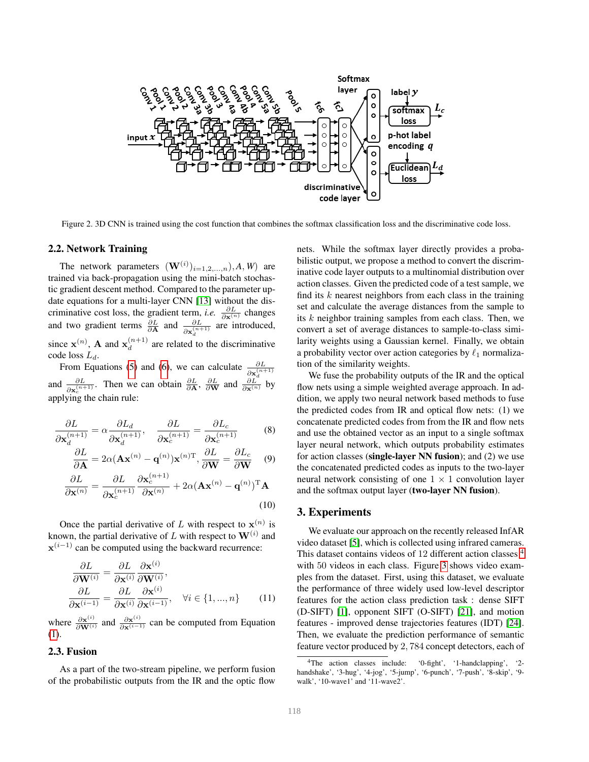Figure 2. 3D CNN is trained using the cost function that combines the softmax classification loss and the discriminative code loss.

## 2.2. Network Training

The network parameters $(\mathbf{W}^{(i)})_{i=1,2,...,n}), A, W)$ are trained via back-propagation using the mini-batch stochastic gradient descent method. Compared to the parameter update equations for a multi-layer CNN [13] without the discriminative cost loss, the gradient term, *i.e.* $\frac{\partial L}{\partial \mathbf{x}^{(n)}}$ changes and two gradient terms $\frac{\partial L}{\partial \mathbf{A}}$ and $\frac{\partial L}{\partial \mathbf{x}_d^{(n+1)}}$ are introduced, since $\mathbf{x}^{(n)}$, $\mathbf{A}$ and $\mathbf{x}_d^{(n+1)}$ are related to the discriminative code loss $L_d$.

From Equations (5) and (6), we can calculate $\frac{\partial L}{\partial \mathbf{x}_d^{(n+1)}}$ and $\frac{\partial L}{\partial \mathbf{x}_c^{(n+1)}}$. Then we can obtain $\frac{\partial L}{\partial \mathbf{A}}$, $\frac{\partial L}{\partial \mathbf{W}}$ and $\frac{\partial L}{\partial \mathbf{x}^{(n)}}$ by applying the chain rule:

$$\frac{\partial L}{\partial \mathbf{x}_d^{(n+1)}} = \alpha \frac{\partial L_d}{\partial \mathbf{x}_d^{(n+1)}}, \quad \frac{\partial L}{\partial \mathbf{x}_c^{(n+1)}} = \frac{\partial L_c}{\partial \mathbf{x}_c^{(n+1)}} \tag{8}$$

$$\frac{\partial L}{\partial \mathbf{A}} = 2\alpha(\mathbf{A}\mathbf{x}^{(n)} - \mathbf{q}^{(n)})\mathbf{x}^{(n)\mathrm{T}}, \frac{\partial L}{\partial \mathbf{W}} = \frac{\partial L_c}{\partial \mathbf{W}} \tag{9}$$

$$\frac{\partial L}{\partial \mathbf{x}^{(n)}} = \frac{\partial L}{\partial \mathbf{x}_c^{(n+1)}} \frac{\partial \mathbf{x}_c^{(n+1)}}{\partial \mathbf{x}^{(n)}} + 2\alpha(\mathbf{A}\mathbf{x}^{(n)} - \mathbf{q}^{(n)})^{\mathrm{T}}\mathbf{A} \tag{10}$$

Once the partial derivative of $L$ with respect to $\mathbf{x}^{(n)}$ is known, the partial derivative of $L$ with respect to $\mathbf{W}^{(i)}$ and $\mathbf{x}^{(i-1)}$ can be computed using the backward recurrence:

$$\begin{aligned} \frac{\partial L}{\partial \mathbf{W}^{(i)}} &= \frac{\partial L}{\partial \mathbf{x}^{(i)}} \frac{\partial \mathbf{x}^{(i)}}{\partial \mathbf{W}^{(i)}}, \\ \frac{\partial L}{\partial \mathbf{x}^{(i-1)}} &= \frac{\partial L}{\partial \mathbf{x}^{(i)}} \frac{\partial \mathbf{x}^{(i)}}{\partial \mathbf{x}^{(i-1)}}, \quad \forall i \in \{1, ..., n\} \end{aligned} \tag{11}$$

where $\frac{\partial \mathbf{x}^{(i)}}{\partial \mathbf{W}^{(i)}}$ and $\frac{\partial \mathbf{x}^{(i)}}{\partial \mathbf{x}^{(i-1)}}$ can be computed from Equation (1).

## 2.3. Fusion

As a part of the two-stream pipeline, we perform fusion of the probabilistic outputs from the IR and the optic flow nets. While the softmax layer directly provides a probabilistic output, we propose a method to convert the discriminative code layer outputs to a multinomial distribution over action classes. Given the predicted code of a test sample, we find its $k$ nearest neighbors from each class in the training set and calculate the average distances from the sample to its $k$ neighbor training samples from each class. Then, we convert a set of average distances to sample-to-class similarity weights using a Gaussian kernel. Finally, we obtain a probability vector over action categories by $\ell_1$ normalization of the similarity weights.

We fuse the probability outputs of the IR and the optical flow nets using a simple weighted average approach. In addition, we apply two neural network based methods to fuse the predicted codes from IR and optical flow nets: (1) we concatenate predicted codes from from the IR and flow nets and use the obtained vector as an input to a single softmax layer neural network, which outputs probability estimates for action classes (**single-layer NN fusion**); and (2) we use the concatenated predicted codes as inputs to the two-layer neural network consisting of one $1 \times 1$ convolution layer and the softmax output layer (**two-layer NN fusion**).

# 3. Experiments

We evaluate our approach on the recently released InfAR video dataset [5], which is collected using infrared cameras. This dataset contains videos of 12 different action classes [4] with 50 videos in each class. Figure 3 shows video examples from the dataset. First, using this dataset, we evaluate the performance of three widely used low-level descriptor features for the action class prediction task : dense SIFT (D-SIFT) [1], opponent SIFT (O-SIFT) [21], and motion features - improved dense trajectories features (IDT) [24]. Then, we evaluate the prediction performance of semantic feature vector produced by 2,784 concept detectors, each of

[4] The action classes include: '0-fight', '1-handclapping', '2-handshake', '3-hug', '4-jog', '5-jump', '6-punch', '7-push', '8-skip', '9-walk', '10-wave1' and '11-wave2'.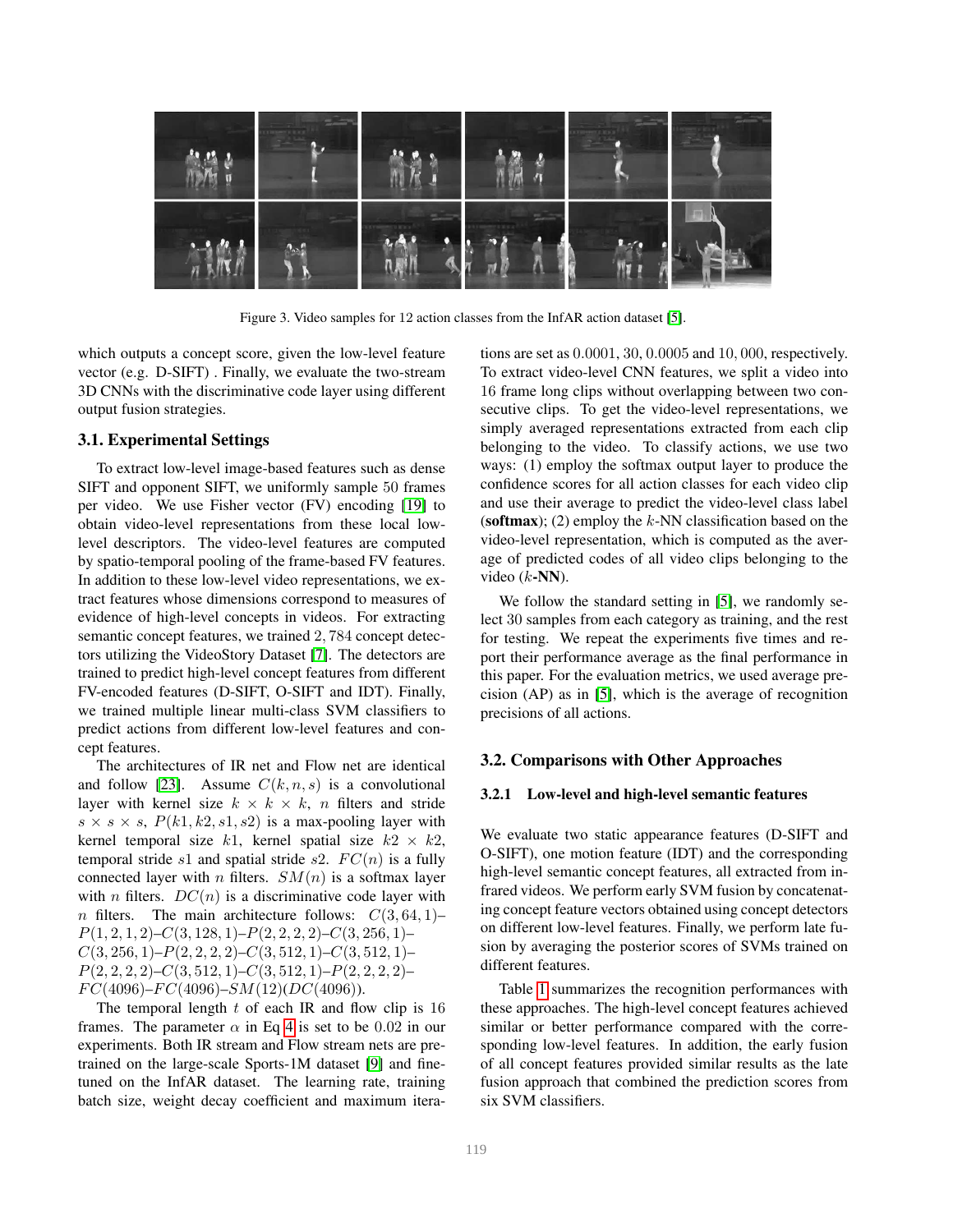Figure 3. Video samples for 12 action classes from the InfAR action dataset [5].

which outputs a concept score, given the low-level feature vector (e.g. D-SIFT) . Finally, we evaluate the two-stream 3D CNNs with the discriminative code layer using different output fusion strategies.

### 3.1. Experimental Settings

To extract low-level image-based features such as dense SIFT and opponent SIFT, we uniformly sample 50 frames per video. We use Fisher vector (FV) encoding [19] to obtain video-level representations from these local low-level descriptors. The video-level features are computed by spatio-temporal pooling of the frame-based FV features. In addition to these low-level video representations, we extract features whose dimensions correspond to measures of evidence of high-level concepts in videos. For extracting semantic concept features, we trained $2,784$ concept detectors utilizing the VideoStory Dataset [7]. The detectors are trained to predict high-level concept features from different FV-encoded features (D-SIFT, O-SIFT and IDT). Finally, we trained multiple linear multi-class SVM classifiers to predict actions from different low-level features and concept features.

The architectures of IR net and Flow net are identical and follow [23]. Assume $C(k, n, s)$ is a convolutional layer with kernel size $k \times k \times k$, $n$ filters and stride $s \times s \times s$, $P(k1, k2, s1, s2)$ is a max-pooling layer with kernel temporal size $k1$, kernel spatial size $k2 \times k2$, temporal stride $s1$ and spatial stride $s2$. $FC(n)$ is a fully connected layer with $n$ filters. $SM(n)$ is a softmax layer with $n$ filters. $DC(n)$ is a discriminative code layer with $n$ filters. The main architecture follows: $C(3, 64, 1)$–$P(1, 2, 1, 2)$–$C(3, 128, 1)$–$P(2, 2, 2, 2)$–$C(3, 256, 1)$–$C(3, 256, 1)$–$P(2, 2, 2, 2)$–$C(3, 512, 1)$–$C(3, 512, 1)$–$P(2, 2, 2, 2)$–$C(3, 512, 1)$–$C(3, 512, 1)$–$P(2, 2, 2, 2)$–$FC(4096)$–$FC(4096)$–$SM(12)(DC(4096))$.

The temporal length $t$ of each IR and flow clip is 16 frames. The parameter $\alpha$ in Eq 4 is set to be $0.02$ in our experiments. Both IR stream and Flow stream nets are pre-trained on the large-scale Sports-1M dataset [9] and fine-tuned on the InfAR dataset. The learning rate, training batch size, weight decay coefficient and maximum iterations are set as $0.0001$, $30$, $0.0005$ and $10,000$, respectively. To extract video-level CNN features, we split a video into 16 frame long clips without overlapping between two consecutive clips. To get the video-level representations, we simply averaged representations extracted from each clip belonging to the video. To classify actions, we use two ways: (1) employ the softmax output layer to produce the confidence scores for all action classes for each video clip and use their average to predict the video-level class label (**softmax**); (2) employ the $k$-NN classification based on the video-level representation, which is computed as the average of predicted codes of all video clips belonging to the video ($k$-**NN**).

We follow the standard setting in [5], we randomly select 30 samples from each category as training, and the rest for testing. We repeat the experiments five times and report their performance average as the final performance in this paper. For the evaluation metrics, we used average precision (AP) as in [5], which is the average of recognition precisions of all actions.

### 3.2. Comparisons with Other Approaches

#### 3.2.1 Low-level and high-level semantic features

We evaluate two static appearance features (D-SIFT and O-SIFT), one motion feature (IDT) and the corresponding high-level semantic concept features, all extracted from infrared videos. We perform early SVM fusion by concatenating concept feature vectors obtained using concept detectors on different low-level features. Finally, we perform late fusion by averaging the posterior scores of SVMs trained on different features.

Table 1 summarizes the recognition performances with these approaches. The high-level concept features achieved similar or better performance compared with the corresponding low-level features. In addition, the early fusion of all concept features provided similar results as the late fusion approach that combined the prediction scores from six SVM classifiers.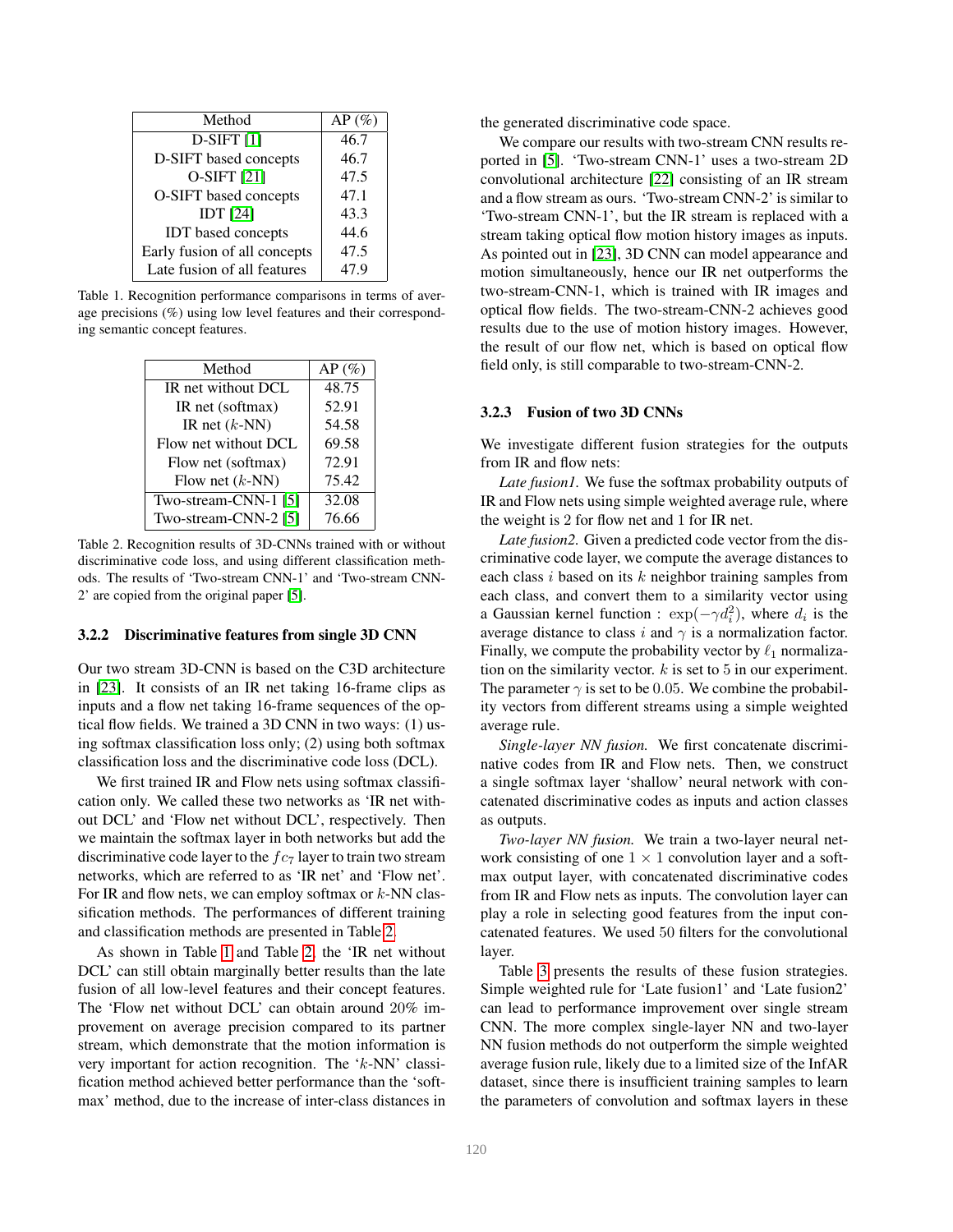| Method | AP (%) |
|---|---|
| D-SIFT [1] | 46.7 |
| D-SIFT based concepts | 46.7 |
| O-SIFT [21] | 47.5 |
| O-SIFT based concepts | 47.1 |
| IDT [24] | 43.3 |
| IDT based concepts | 44.6 |
| Early fusion of all concepts | 47.5 |
| Late fusion of all features | 47.9 |

Table 1. Recognition performance comparisons in terms of average precisions (%) using low level features and their corresponding semantic concept features.

| Method | AP (%) |
|---|---|
| IR net without DCL | 48.75 |
| IR net (softmax) | 52.91 |
| IR net ($k$-NN) | 54.58 |
| Flow net without DCL | 69.58 |
| Flow net (softmax) | 72.91 |
| Flow net ($k$-NN) | 75.42 |
| Two-stream-CNN-1 [5] | 32.08 |
| Two-stream-CNN-2 [5] | 76.66 |

Table 2. Recognition results of 3D-CNNs trained with or without discriminative code loss, and using different classification methods. The results of 'Two-stream CNN-1' and 'Two-stream CNN-2' are copied from the original paper [5].

#### 3.2.2 Discriminative features from single 3D CNN

Our two stream 3D-CNN is based on the C3D architecture in [23]. It consists of an IR net taking 16-frame clips as inputs and a flow net taking 16-frame sequences of the optical flow fields. We trained a 3D CNN in two ways: (1) using softmax classification loss only; (2) using both softmax classification loss and the discriminative code loss (DCL).

We first trained IR and Flow nets using softmax classification only. We called these two networks as 'IR net without DCL' and 'Flow net without DCL', respectively. Then we maintain the softmax layer in both networks but add the discriminative code layer to the $fc_7$ layer to train two stream networks, which are referred to as 'IR net' and 'Flow net'. For IR and flow nets, we can employ softmax or $k$-NN classification methods. The performances of different training and classification methods are presented in Table 2.

As shown in Table 1 and Table 2, the 'IR net without DCL' can still obtain marginally better results than the late fusion of all low-level features and their concept features. The 'Flow net without DCL' can obtain around 20% improvement on average precision compared to its partner stream, which demonstrate that the motion information is very important for action recognition. The '$k$-NN' classification method achieved better performance than the 'softmax' method, due to the increase of inter-class distances in the generated discriminative code space.

We compare our results with two-stream CNN results reported in [5]. 'Two-stream CNN-1' uses a two-stream 2D convolutional architecture [22] consisting of an IR stream and a flow stream as ours. 'Two-stream CNN-2' is similar to 'Two-stream CNN-1', but the IR stream is replaced with a stream taking optical flow motion history images as inputs. As pointed out in [23], 3D CNN can model appearance and motion simultaneously, hence our IR net outperforms the two-stream-CNN-1, which is trained with IR images and optical flow fields. The two-stream-CNN-2 achieves good results due to the use of motion history images. However, the result of our flow net, which is based on optical flow field only, is still comparable to two-stream-CNN-2.

#### 3.2.3 Fusion of two 3D CNNs

We investigate different fusion strategies for the outputs from IR and flow nets:

*Late fusion1.* We fuse the softmax probability outputs of IR and Flow nets using simple weighted average rule, where the weight is 2 for flow net and 1 for IR net.

*Late fusion2.* Given a predicted code vector from the discriminative code layer, we compute the average distances to each class $i$ based on its $k$ neighbor training samples from each class, and convert them to a similarity vector using a Gaussian kernel function : $\exp(-\gamma d_i^2)$, where $d_i$ is the average distance to class $i$ and $\gamma$ is a normalization factor. Finally, we compute the probability vector by $\ell_1$ normalization on the similarity vector. $k$ is set to 5 in our experiment. The parameter $\gamma$ is set to be $0.05$. We combine the probability vectors from different streams using a simple weighted average rule.

*Single-layer NN fusion.* We first concatenate discriminative codes from IR and Flow nets. Then, we construct a single softmax layer 'shallow' neural network with concatenated discriminative codes as inputs and action classes as outputs.

*Two-layer NN fusion.* We train a two-layer neural network consisting of one $1 \times 1$ convolution layer and a softmax output layer, with concatenated discriminative codes from IR and Flow nets as inputs. The convolution layer can play a role in selecting good features from the input concatenated features. We used $50$ filters for the convolutional layer.

Table 3 presents the results of these fusion strategies. Simple weighted rule for 'Late fusion1' and 'Late fusion2' can lead to performance improvement over single stream CNN. The more complex single-layer NN and two-layer NN fusion methods do not outperform the simple weighted average fusion rule, likely due to a limited size of the InfAR dataset, since there is insufficient training samples to learn the parameters of convolution and softmax layers in these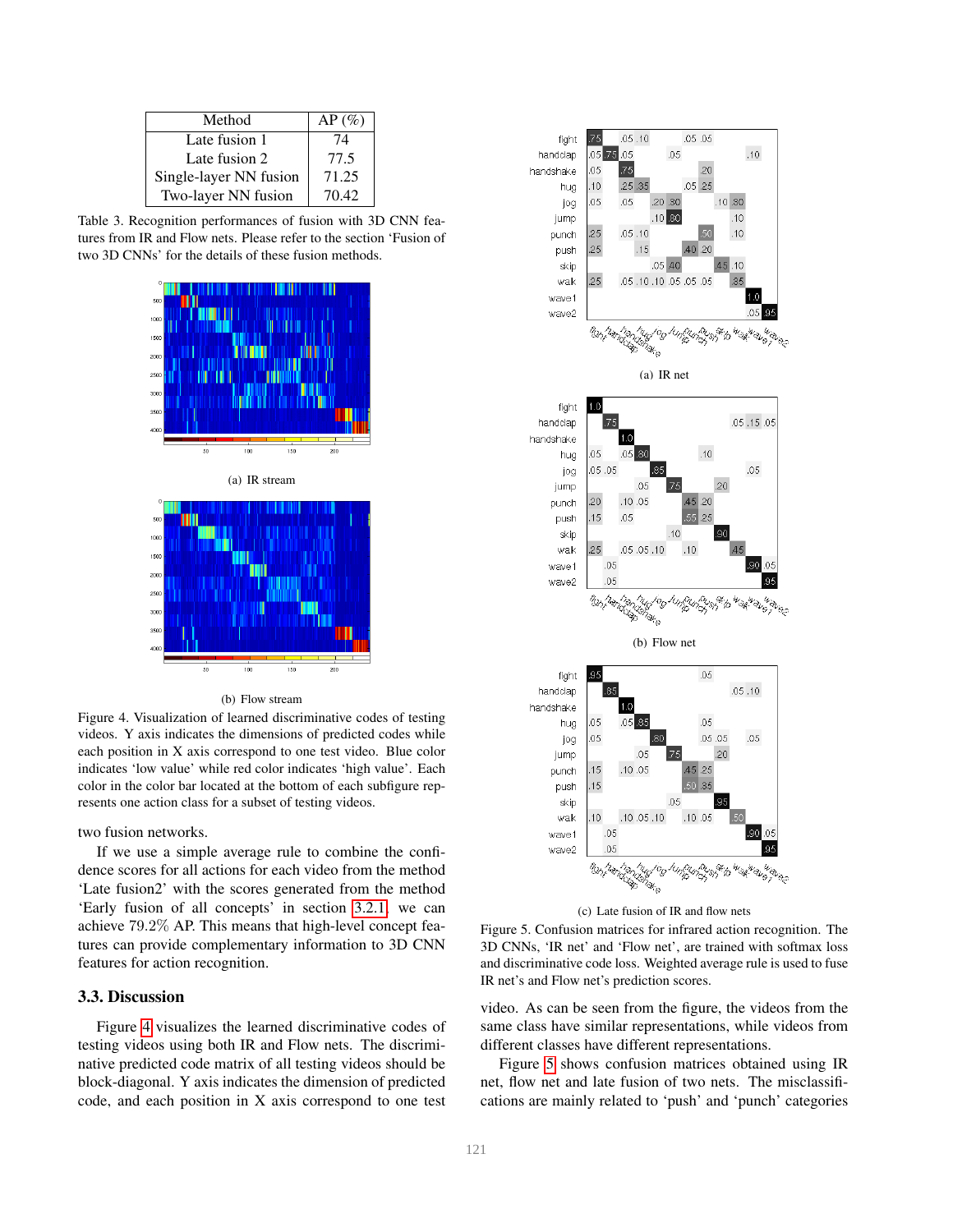| Method | AP (%) |
|---|---|
| Late fusion 1 | 74 |
| Late fusion 2 | 77.5 |
| Single-layer NN fusion | 71.25 |
| Two-layer NN fusion | 70.42 |

Table 3. Recognition performances of fusion with 3D CNN features from IR and Flow nets. Please refer to the section 'Fusion of two 3D CNNs' for the details of these fusion methods.

(a) IR stream

(b) Flow stream

Figure 4. Visualization of learned discriminative codes of testing videos. Y axis indicates the dimensions of predicted codes while each position in X axis correspond to one test video. Blue color indicates 'low value' while red color indicates 'high value'. Each color in the color bar located at the bottom of each subfigure represents one action class for a subset of testing videos.

two fusion networks.

If we use a simple average rule to combine the confidence scores for all actions for each video from the method 'Late fusion2' with the scores generated from the method 'Early fusion of all concepts' in section 3.2.1, we can achieve 79.2% AP. This means that high-level concept features can provide complementary information to 3D CNN features for action recognition.

### 3.3. Discussion

Figure 4 visualizes the learned discriminative codes of testing videos using both IR and Flow nets. The discriminative predicted code matrix of all testing videos should be block-diagonal. Y axis indicates the dimension of predicted code, and each position in X axis correspond to one test video. As can be seen from the figure, the videos from the same class have similar representations, while videos from different classes have different representations.

(a) IR net

(b) Flow net

(c) Late fusion of IR and flow nets

Figure 5. Confusion matrices for infrared action recognition. The 3D CNNs, 'IR net' and 'Flow net', are trained with softmax loss and discriminative code loss. Weighted average rule is used to fuse IR net's and Flow net's prediction scores.

Figure 5 shows confusion matrices obtained using IR net, flow net and late fusion of two nets. The misclassifications are mainly related to 'push' and 'punch' categories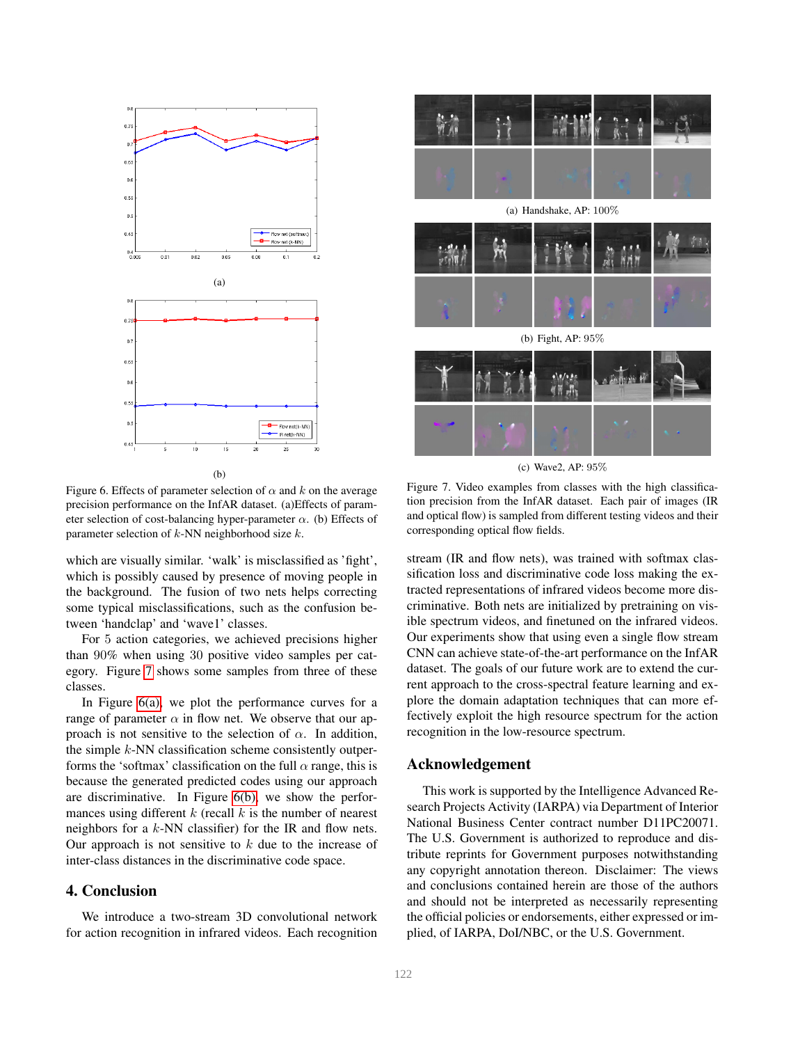(a)

(b)

Figure 6. Effects of parameter selection of $\alpha$ and $k$ on the average precision performance on the InfAR dataset. (a)Effects of parameter selection of cost-balancing hyper-parameter $\alpha$. (b) Effects of parameter selection of $k$-NN neighborhood size $k$.

(a) Handshake, AP: 100%

(b) Fight, AP: 95%

(c) Wave2, AP: 95%

Figure 7. Video examples from classes with the high classification precision from the InfAR dataset. Each pair of images (IR and optical flow) is sampled from different testing videos and their corresponding optical flow fields.

which are visually similar. 'walk' is misclassified as 'fight', which is possibly caused by presence of moving people in the background. The fusion of two nets helps correcting some typical misclassifications, such as the confusion between 'handclap' and 'wave1' classes.

For 5 action categories, we achieved precisions higher than 90% when using 30 positive video samples per category. Figure 7 shows some samples from three of these classes.

In Figure 6(a), we plot the performance curves for a range of parameter $\alpha$ in flow net. We observe that our approach is not sensitive to the selection of $\alpha$. In addition, the simple $k$-NN classification scheme consistently outperforms the 'softmax' classification on the full $\alpha$ range, this is because the generated predicted codes using our approach are discriminative. In Figure 6(b), we show the performances using different $k$ (recall $k$ is the number of nearest neighbors for a $k$-NN classifier) for the IR and flow nets. Our approach is not sensitive to $k$ due to the increase of inter-class distances in the discriminative code space.

## 4. Conclusion

We introduce a two-stream 3D convolutional network for action recognition in infrared videos. Each recognition stream (IR and flow nets), was trained with softmax classification loss and discriminative code loss making the extracted representations of infrared videos become more discriminative. Both nets are initialized by pretraining on visible spectrum videos, and finetuned on the infrared videos. Our experiments show that using even a single flow stream CNN can achieve state-of-the-art performance on the InfAR dataset. The goals of our future work are to extend the current approach to the cross-spectral feature learning and explore the domain adaptation techniques that can more effectively exploit the high resource spectrum for the action recognition in the low-resource spectrum.

## Acknowledgement

This work is supported by the Intelligence Advanced Research Projects Activity (IARPA) via Department of Interior National Business Center contract number D11PC20071. The U.S. Government is authorized to reproduce and distribute reprints for Government purposes notwithstanding any copyright annotation thereon. Disclaimer: The views and conclusions contained herein are those of the authors and should not be interpreted as necessarily representing the official policies or endorsements, either expressed or implied, of IARPA, DoI/NBC, or the U.S. Government.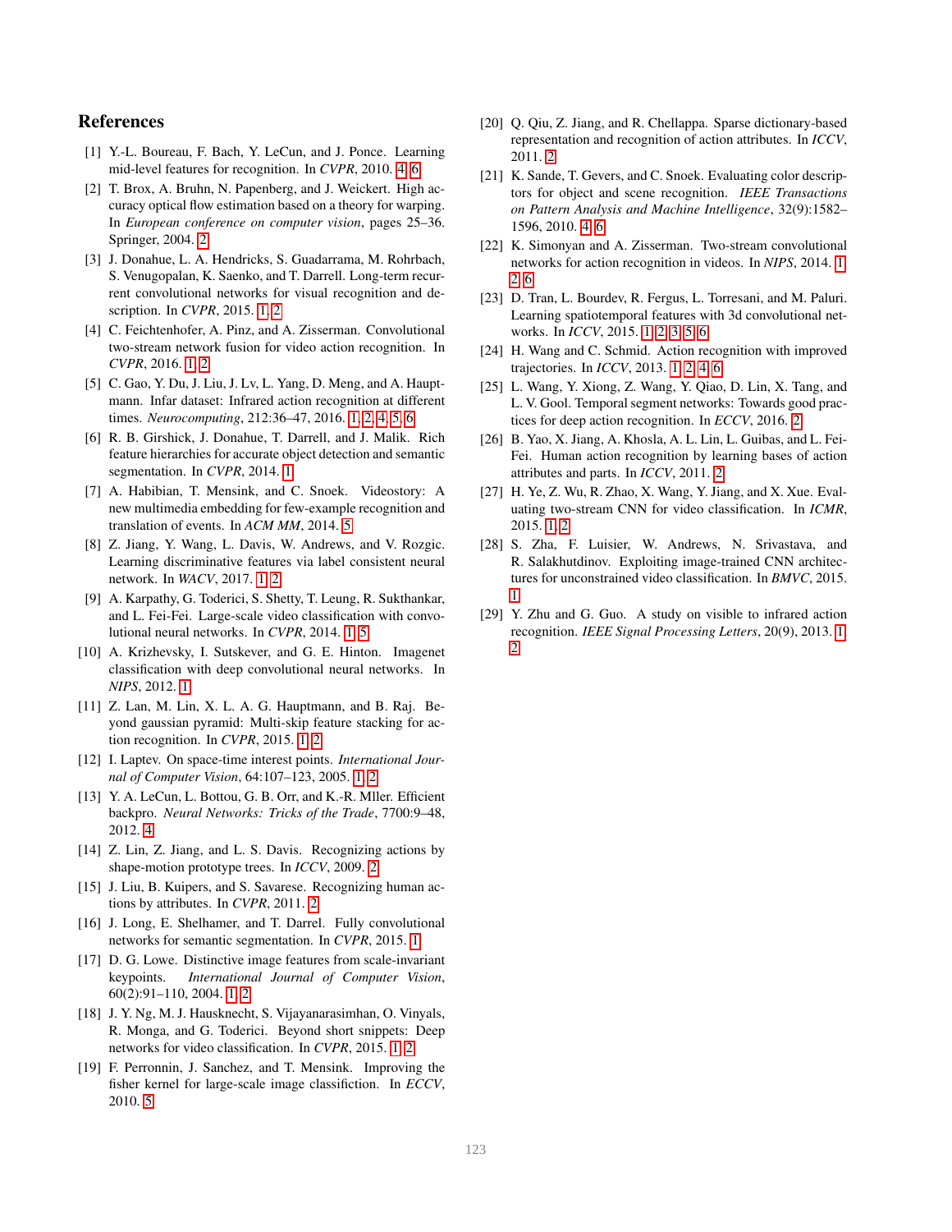## References

[1] Y.-L. Boureau, F. Bach, Y. LeCun, and J. Ponce. Learning mid-level features for recognition. In *CVPR*, 2010. 4, 6

[2] T. Brox, A. Bruhn, N. Papenberg, and J. Weickert. High accuracy optical flow estimation based on a theory for warping. In *European conference on computer vision*, pages 25–36. Springer, 2004. 2

[3] J. Donahue, L. A. Hendricks, S. Guadarrama, M. Rohrbach, S. Venugopalan, K. Saenko, and T. Darrell. Long-term recurrent convolutional networks for visual recognition and description. In *CVPR*, 2015. 1, 2

[4] C. Feichtenhofer, A. Pinz, and A. Zisserman. Convolutional two-stream network fusion for video action recognition. In *CVPR*, 2016. 1, 2

[5] C. Gao, Y. Du, J. Liu, J. Lv, L. Yang, D. Meng, and A. Hauptmann. Infar dataset: Infrared action recognition at different times. *Neurocomputing*, 212:36–47, 2016. 1, 2, 4, 5, 6

[6] R. B. Girshick, J. Donahue, T. Darrell, and J. Malik. Rich feature hierarchies for accurate object detection and semantic segmentation. In *CVPR*, 2014. 1

[7] A. Habibian, T. Mensink, and C. Snoek. Videostory: A new multimedia embedding for few-example recognition and translation of events. In *ACM MM*, 2014. 5

[8] Z. Jiang, Y. Wang, L. Davis, W. Andrews, and V. Rozgic. Learning discriminative features via label consistent neural network. In *WACV*, 2017. 1, 2

[9] A. Karpathy, G. Toderici, S. Shetty, T. Leung, R. Sukthankar, and L. Fei-Fei. Large-scale video classification with convolutional neural networks. In *CVPR*, 2014. 1, 5

[10] A. Krizhevsky, I. Sutskever, and G. E. Hinton. Imagenet classification with deep convolutional neural networks. In *NIPS*, 2012. 1

[11] Z. Lan, M. Lin, X. L. A. G. Hauptmann, and B. Raj. Beyond gaussian pyramid: Multi-skip feature stacking for action recognition. In *CVPR*, 2015. 1, 2

[12] I. Laptev. On space-time interest points. *International Journal of Computer Vision*, 64:107–123, 2005. 1, 2

[13] Y. A. LeCun, L. Bottou, G. B. Orr, and K.-R. Mller. Efficient backpro. *Neural Networks: Tricks of the Trade*, 7700:9–48, 2012. 4

[14] Z. Lin, Z. Jiang, and L. S. Davis. Recognizing actions by shape-motion prototype trees. In *ICCV*, 2009. 2

[15] J. Liu, B. Kuipers, and S. Savarese. Recognizing human actions by attributes. In *CVPR*, 2011. 2

[16] J. Long, E. Shelhamer, and T. Darrel. Fully convolutional networks for semantic segmentation. In *CVPR*, 2015. 1

[17] D. G. Lowe. Distinctive image features from scale-invariant keypoints. *International Journal of Computer Vision*, 60(2):91–110, 2004. 1, 2

[18] J. Y. Ng, M. J. Hausknecht, S. Vijayanarasimhan, O. Vinyals, R. Monga, and G. Toderici. Beyond short snippets: Deep networks for video classification. In *CVPR*, 2015. 1, 2

[19] F. Perronnin, J. Sanchez, and T. Mensink. Improving the fisher kernel for large-scale image classifiction. In *ECCV*, 2010. 5

[20] Q. Qiu, Z. Jiang, and R. Chellappa. Sparse dictionary-based representation and recognition of action attributes. In *ICCV*, 2011. 2

[21] K. Sande, T. Gevers, and C. Snoek. Evaluating color descriptors for object and scene recognition. *IEEE Transactions on Pattern Analysis and Machine Intelligence*, 32(9):1582–1596, 2010. 4, 6

[22] K. Simonyan and A. Zisserman. Two-stream convolutional networks for action recognition in videos. In *NIPS*, 2014. 1, 2, 6

[23] D. Tran, L. Bourdev, R. Fergus, L. Torresani, and M. Paluri. Learning spatiotemporal features with 3d convolutional networks. In *ICCV*, 2015. 1, 2, 3, 5, 6

[24] H. Wang and C. Schmid. Action recognition with improved trajectories. In *ICCV*, 2013. 1, 2, 4, 6

[25] L. Wang, Y. Xiong, Z. Wang, Y. Qiao, D. Lin, X. Tang, and L. V. Gool. Temporal segment networks: Towards good practices for deep action recognition. In *ECCV*, 2016. 2

[26] B. Yao, X. Jiang, A. Khosla, A. L. Lin, L. Guibas, and L. Fei-Fei. Human action recognition by learning bases of action attributes and parts. In *ICCV*, 2011. 2

[27] H. Ye, Z. Wu, R. Zhao, X. Wang, Y. Jiang, and X. Xue. Evaluating two-stream CNN for video classification. In *ICMR*, 2015. 1, 2

[28] S. Zha, F. Luisier, W. Andrews, N. Srivastava, and R. Salakhutdinov. Exploiting image-trained CNN architectures for unconstrained video classification. In *BMVC*, 2015. 1

[29] Y. Zhu and G. Guo. A study on visible to infrared action recognition. *IEEE Signal Processing Letters*, 20(9), 2013. 1, 2